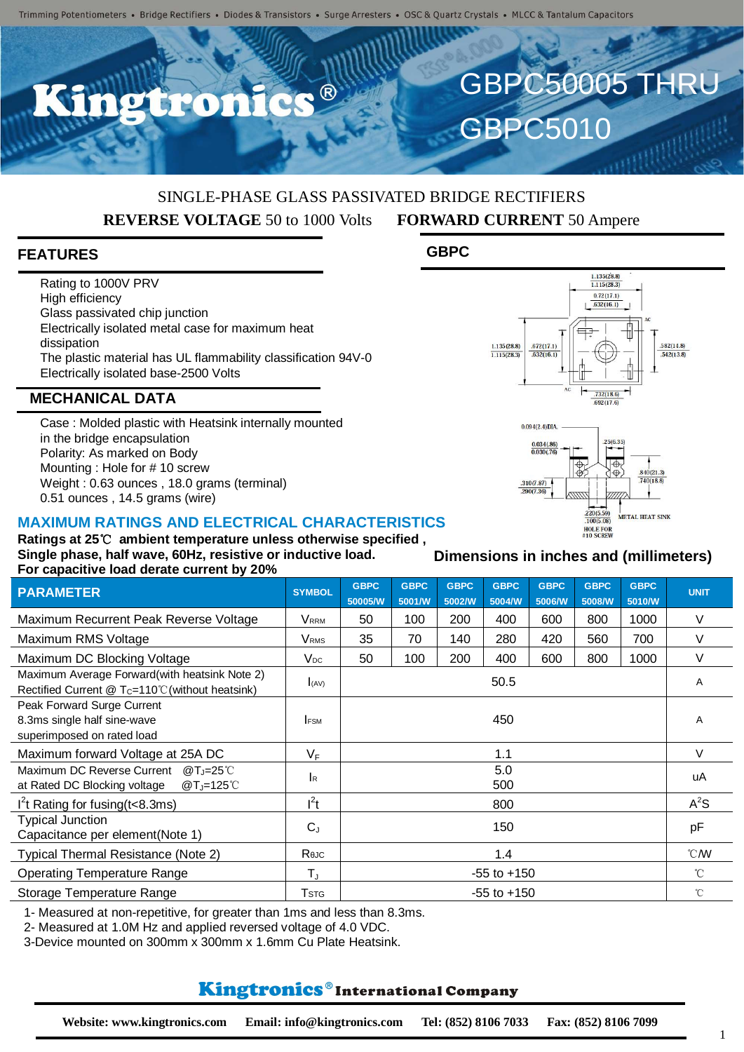Trimming Potentiometers • Bridge Rectifiers • Diodes & Transistors • Surge Arresters • OSC & Quartz Crystals • MLCC & Tantalum Capacitors

# Kingtronics®

# GBPC50005 THRU GBPC5010

SINGLE-PHASE GLASS PASSIVATED BRIDGE RECTIFIERS

**REVERSE VOLTAGE** 50 to 1000 Volts **FORWARD CURRENT** 50 Ampere

## FEATURES

- Rating to 1000V PRV
- High efficiency
- Glass passivated chip junction
- Electrically isolated metal case for maximum heat dissipation
- The plastic material has UL flammability classification 94V-0
- Electrically isolated base-2500 Volts

## MECHANICAL DATA

- Case : Molded plastic with Heatsink internally mounted in the bridge encapsulation
- Polarity: As marked on Body
- Mounting : Hole for # 10 screw
- Weight : 0.63 ounces , 18.0 grams (terminal)
- 0.51 ounces , 14.5 grams (wire)

## GBPC

1.135(28.8) 1.115(28.3) 0.72(17.1) .632(16.1) AC 1.135(28.8) 1.115(28.3) .672(17.1) .632(16.1) .582(14.8) .542(13.8) AC .732(18.6) .692(17.6)

0.094(2.4)DIA. 0.034(.86) 0.030(.76) .25(6.35) .840(21.3) .740(18.8) .310(7.87) .290(7.36) .220(5.59) .100(5.08) HOLE FOR #10 SCREW METAL HEAT SINK

**Dimensions in inches and (millimeters)**

## MAXIMUM RATINGS AND ELECTRICAL CHARACTERISTICS

**Ratings at 25℃ ambient temperature unless otherwise specified ,**
**Single phase, half wave, 60Hz, resistive or inductive load.**
**For capacitive load derate current by 20%**

| PARAMETER | SYMBOL | GBPC 50005/W | GBPC 5001/W | GBPC 5002/W | GBPC 5004/W | GBPC 5006/W | GBPC 5008/W | GBPC 5010/W | UNIT |
|---|---|---|---|---|---|---|---|---|---|
| Maximum Recurrent Peak Reverse Voltage | $V_{RRM}$ | 50 | 100 | 200 | 400 | 600 | 800 | 1000 | V |
| Maximum RMS Voltage | $V_{RMS}$ | 35 | 70 | 140 | 280 | 420 | 560 | 700 | V |
| Maximum DC Blocking Voltage | $V_{DC}$ | 50 | 100 | 200 | 400 | 600 | 800 | 1000 | V |
| Maximum Average Forward(with heatsink Note 2) Rectified Current @ $T_C$=110℃(without heatsink) | $I_{(AV)}$ | 50.5 | | | | | | | A |
| Peak Forward Surge Current 8.3ms single half sine-wave superimposed on rated load | $I_{FSM}$ | 450 | | | | | | | A |
| Maximum forward Voltage at 25A DC | $V_F$ | 1.1 | | | | | | | V |
| Maximum DC Reverse Current @$T_J$=25℃ at Rated DC Blocking voltage @$T_J$=125℃ | $I_R$ | 5.0 / 500 | | | | | | | uA |
| $I^2t$ Rating for fusing(t<8.3ms) | $I^2t$ | 800 | | | | | | | $A^2S$ |
| Typical Junction Capacitance per element(Note 1) | $C_J$ | 150 | | | | | | | pF |
| Typical Thermal Resistance (Note 2) | $R_{\theta JC}$ | 1.4 | | | | | | | ℃/W |
| Operating Temperature Range | $T_J$ | -55 to +150 | | | | | | | ℃ |
| Storage Temperature Range | $T_{STG}$ | -55 to +150 | | | | | | | ℃ |

1- Measured at non-repetitive, for greater than 1ms and less than 8.3ms.
2- Measured at 1.0M Hz and applied reversed voltage of 4.0 VDC.
3-Device mounted on 300mm x 300mm x 1.6mm Cu Plate Heatsink.

**Kingtronics® International Company**

**Website: www.kingtronics.com Email: info@kingtronics.com Tel: (852) 8106 7033 Fax: (852) 8106 7099**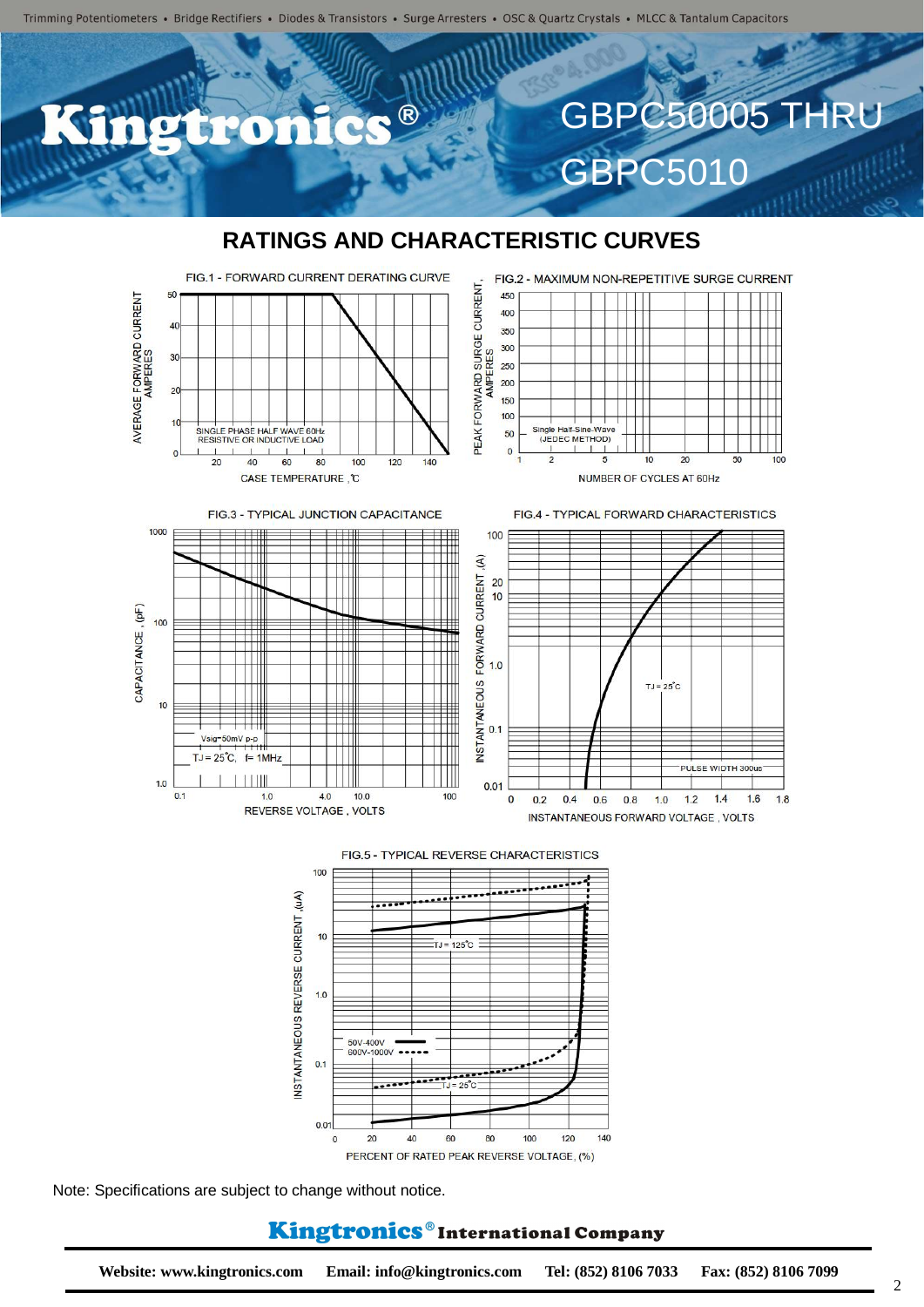# Kingtronics®

# GBPC50005 THRU GBPC5010

## RATINGS AND CHARACTERISTIC CURVES

FIG.1 - FORWARD CURRENT DERATING CURVE

AVERAGE FORWARD CURRENT AMPERES

50
40
30
20
10
0

SINGLE PHASE HALF WAVE 60Hz
RESISTIVE OR INDUCTIVE LOAD

20 40 60 80 100 120 140

CASE TEMPERATURE ,℃

FIG.2 - MAXIMUM NON-REPETITIVE SURGE CURRENT

PEAK FORWARD SURGE CURRENT, AMPERES

450
400
350
300
250
200
150
100
50
0

Single Half-Sine-Wave
(JEDEC METHOD)

1 2 5 10 20 50 100

NUMBER OF CYCLES AT 60Hz

FIG.3 - TYPICAL JUNCTION CAPACITANCE

CAPACITANCE , (pF)

1000
100
10
1.0

Vsig=50mV p-p
TJ = 25°C, f= 1MHz

0.1 1.0 4.0 10.0 100

REVERSE VOLTAGE , VOLTS

FIG.4 - TYPICAL FORWARD CHARACTERISTICS

INSTANTANEOUS FORWARD CURRENT ,(A)

100
20
10
1.0
0.1
0.01

TJ = 25°C

PULSE WIDTH 300us

0 0.2 0.4 0.6 0.8 1.0 1.2 1.4 1.6 1.8

INSTANTANEOUS FORWARD VOLTAGE , VOLTS

FIG.5 - TYPICAL REVERSE CHARACTERISTICS

INSTANTANEOUS REVERSE CURRENT ,(uA)

100
10
1.0
0.1
0.01

TJ = 125°C

50V-400V
600V-1000V

TJ = 25°C

0 20 40 60 80 100 120 140

PERCENT OF RATED PEAK REVERSE VOLTAGE, (%)

Note: Specifications are subject to change without notice.

**Kingtronics® International Company**

**Website: www.kingtronics.com Email: info@kingtronics.com Tel: (852) 8106 7033 Fax: (852) 8106 7099**